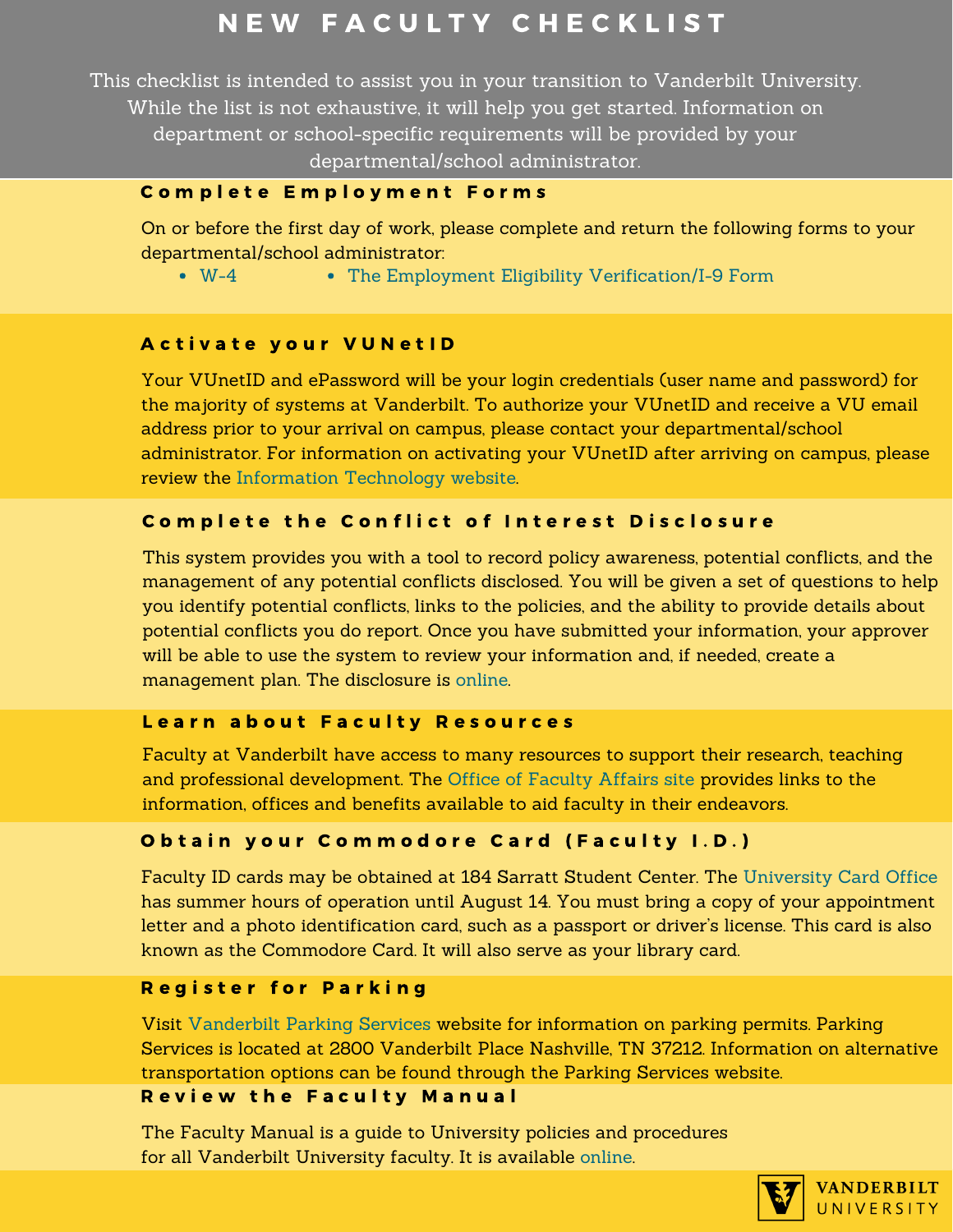# NEW FACULTY CHECKLIST

This checklist is intended to assist you in your transition to Vanderbilt University. While the list is not exhaustive, it will help you get started. Information on department or school-specific requirements will be provided by your departmental/school administrator.

## Complete Employment Forms

On or before the first day of work, please complete and return the following forms to your departmental/school administrator:

- W-4
- The Employment Eligibility Verification/I-9 Form

## Activate your VUNetID

Your VUnetID and ePassword will be your login credentials (user name and password) for the majority of systems at Vanderbilt. To authorize your VUnetID and receive a VU email address prior to your arrival on campus, please contact your departmental/school administrator. For information on activating your VUnetID after arriving on campus, please review the Information Technology website.

## Complete the Conflict of Interest Disclosure

This system provides you with a tool to record policy awareness, potential conflicts, and the management of any potential conflicts disclosed. You will be given a set of questions to help you identify potential conflicts, links to the policies, and the ability to provide details about potential conflicts you do report. Once you have submitted your information, your approver will be able to use the system to review your information and, if needed, create a management plan. The disclosure is online.

## Learn about Faculty Resources

Faculty at Vanderbilt have access to many resources to support their research, teaching and professional development. The Office of Faculty Affairs site provides links to the information, offices and benefits available to aid faculty in their endeavors.

## Obtain your Commodore Card (Faculty I.D.)

Faculty ID cards may be obtained at 184 Sarratt Student Center. The University Card Office has summer hours of operation until August 14. You must bring a copy of your appointment letter and a photo identification card, such as a passport or driver's license. This card is also known as the Commodore Card. It will also serve as your library card.

## Register for Parking

Visit Vanderbilt Parking Services website for information on parking permits. Parking Services is located at 2800 Vanderbilt Place Nashville, TN 37212. Information on alternative transportation options can be found through the Parking Services website.

## Review the Faculty Manual

The Faculty Manual is a guide to University policies and procedures for all Vanderbilt University faculty. It is available online.

VANDERBILT UNIVERSITY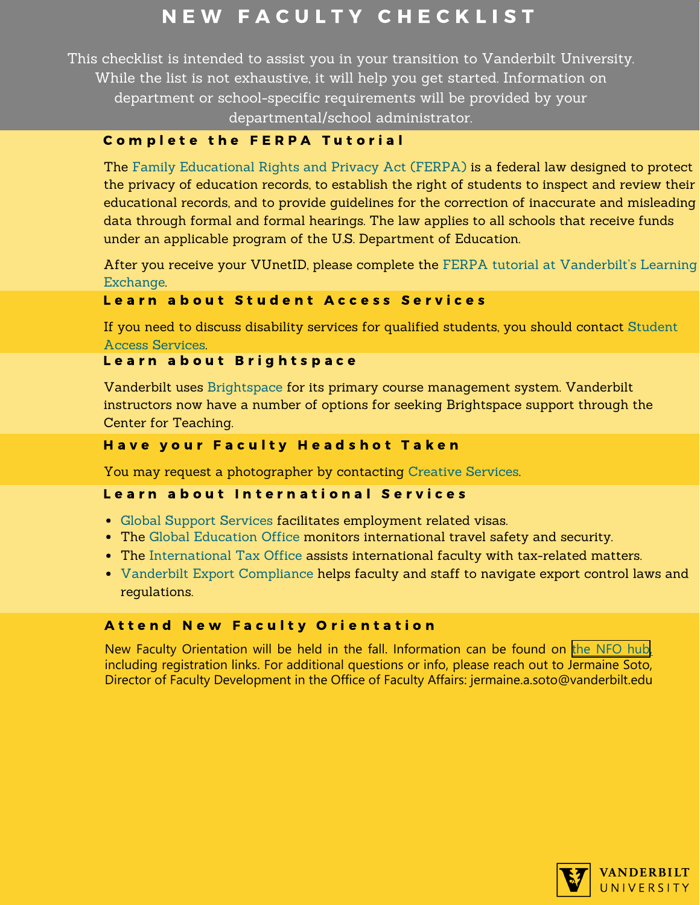# NEW FACULTY CHECKLIST

This checklist is intended to assist you in your transition to Vanderbilt University. While the list is not exhaustive, it will help you get started. Information on department or school-specific requirements will be provided by your departmental/school administrator.

## Complete the FERPA Tutorial

The Family Educational Rights and Privacy Act (FERPA) is a federal law designed to protect the privacy of education records, to establish the right of students to inspect and review their educational records, and to provide guidelines for the correction of inaccurate and misleading data through formal and formal hearings. The law applies to all schools that receive funds under an applicable program of the U.S. Department of Education.

After you receive your VUnetID, please complete the FERPA tutorial at Vanderbilt's Learning Exchange.

## Learn about Student Access Services

If you need to discuss disability services for qualified students, you should contact Student Access Services.

## Learn about Brightspace

Vanderbilt uses Brightspace for its primary course management system. Vanderbilt instructors now have a number of options for seeking Brightspace support through the Center for Teaching.

## Have your Faculty Headshot Taken

You may request a photographer by contacting Creative Services.

## Learn about International Services

- Global Support Services facilitates employment related visas.
- The Global Education Office monitors international travel safety and security.
- The International Tax Office assists international faculty with tax-related matters.
- Vanderbilt Export Compliance helps faculty and staff to navigate export control laws and regulations.

## Attend New Faculty Orientation

New Faculty Orientation will be held in the fall. Information can be found on the NFO hub, including registration links. For additional questions or info, please reach out to Jermaine Soto, Director of Faculty Development in the Office of Faculty Affairs: jermaine.a.soto@vanderbilt.edu

VANDERBILT UNIVERSITY